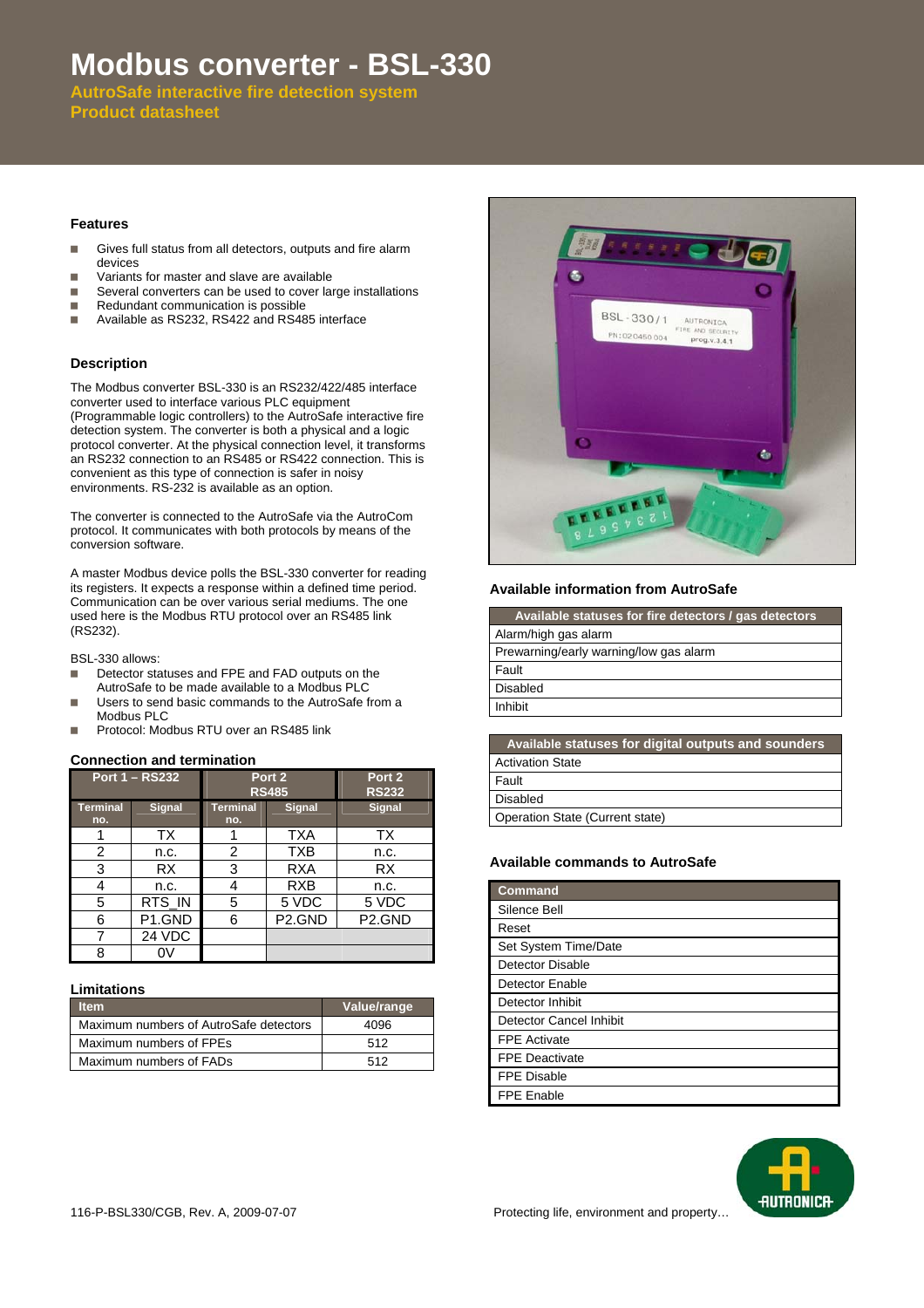# Modbus converter - BSL-330

**AutroSafe interactive fire detection system**
**Product datasheet**

## Features

- Gives full status from all detectors, outputs and fire alarm devices
- Variants for master and slave are available
- Several converters can be used to cover large installations
- Redundant communication is possible
- Available as RS232, RS422 and RS485 interface

## Description

The Modbus converter BSL-330 is an RS232/422/485 interface converter used to interface various PLC equipment (Programmable logic controllers) to the AutroSafe interactive fire detection system. The converter is both a physical and a logic protocol converter. At the physical connection level, it transforms an RS232 connection to an RS485 or RS422 connection. This is convenient as this type of connection is safer in noisy environments. RS-232 is available as an option.

The converter is connected to the AutroSafe via the AutroCom protocol. It communicates with both protocols by means of the conversion software.

A master Modbus device polls the BSL-330 converter for reading its registers. It expects a response within a defined time period. Communication can be over various serial mediums. The one used here is the Modbus RTU protocol over an RS485 link (RS232).

BSL-330 allows:

- Detector statuses and FPE and FAD outputs on the AutroSafe to be made available to a Modbus PLC
- Users to send basic commands to the AutroSafe from a Modbus PLC
- Protocol: Modbus RTU over an RS485 link

## Connection and termination

| Port 1 – RS232 | | Port 2 RS485 | | Port 2 RS232 |
|---|---|---|---|---|
| Terminal no. | Signal | Terminal no. | Signal | Signal |
| 1 | TX | 1 | TXA | TX |
| 2 | n.c. | 2 | TXB | n.c. |
| 3 | RX | 3 | RXA | RX |
| 4 | n.c. | 4 | RXB | n.c. |
| 5 | RTS_IN | 5 | 5 VDC | 5 VDC |
| 6 | P1.GND | 6 | P2.GND | P2.GND |
| 7 | 24 VDC | | | |
| 8 | 0V | | | |

## Limitations

| Item | Value/range |
|---|---|
| Maximum numbers of AutroSafe detectors | 4096 |
| Maximum numbers of FPEs | 512 |
| Maximum numbers of FADs | 512 |

## Available information from AutroSafe

| Available statuses for fire detectors / gas detectors |
|---|
| Alarm/high gas alarm |
| Prewarning/early warning/low gas alarm |
| Fault |
| Disabled |
| Inhibit |

| Available statuses for digital outputs and sounders |
|---|
| Activation State |
| Fault |
| Disabled |
| Operation State (Current state) |

## Available commands to AutroSafe

| Command |
|---|
| Silence Bell |
| Reset |
| Set System Time/Date |
| Detector Disable |
| Detector Enable |
| Detector Inhibit |
| Detector Cancel Inhibit |
| FPE Activate |
| FPE Deactivate |
| FPE Disable |
| FPE Enable |

116-P-BSL330/CGB, Rev. A, 2009-07-07

Protecting life, environment and property…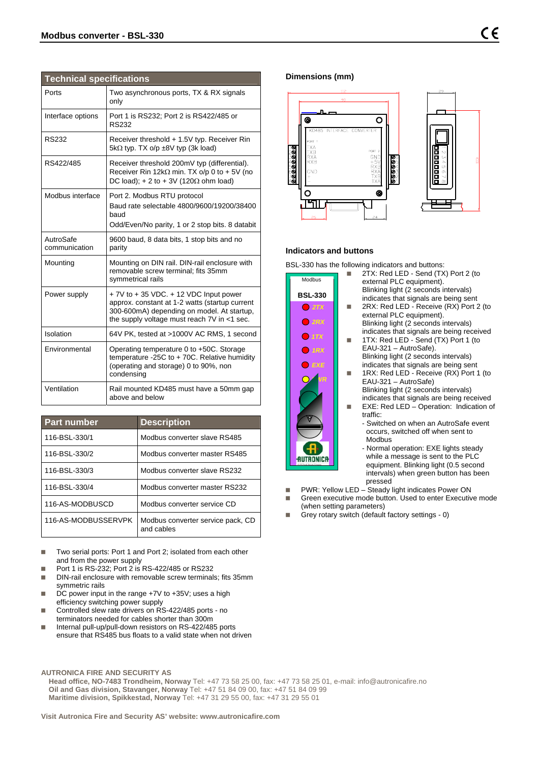# Modbus converter - BSL-330

## Technical specifications

| | |
|---|---|
| Ports | Two asynchronous ports, TX & RX signals only |
| Interface options | Port 1 is RS232; Port 2 is RS422/485 or RS232 |
| RS232 | Receiver threshold + 1.5V typ. Receiver Rin 5kΩ typ. TX o/p ±8V typ (3k load) |
| RS422/485 | Receiver threshold 200mV typ (differential). Receiver Rin 12kΩ min. TX o/p 0 to + 5V (no DC load); + 2 to + 3V (120Ω ohm load) |
| Modbus interface | Port 2. Modbus RTU protocol<br>Baud rate selectable 4800/9600/19200/38400 baud<br>Odd/Even/No parity, 1 or 2 stop bits. 8 databit |
| AutroSafe communication | 9600 baud, 8 data bits, 1 stop bits and no parity |
| Mounting | Mounting on DIN rail. DIN-rail enclosure with removable screw terminal; fits 35mm symmetrical rails |
| Power supply | + 7V to + 35 VDC. + 12 VDC Input power approx. constant at 1-2 watts (startup current 300-600mA) depending on model. At startup, the supply voltage must reach 7V in <1 sec. |
| Isolation | 64V PK, tested at >1000V AC RMS, 1 second |
| Environmental | Operating temperature 0 to +50C. Storage temperature -25C to + 70C. Relative humidity (operating and storage) 0 to 90%, non condensing |
| Ventilation | Rail mounted KD485 must have a 50mm gap above and below |

| Part number | Description |
|---|---|
| 116-BSL-330/1 | Modbus converter slave RS485 |
| 116-BSL-330/2 | Modbus converter master RS485 |
| 116-BSL-330/3 | Modbus converter slave RS232 |
| 116-BSL-330/4 | Modbus converter master RS232 |
| 116-AS-MODBUSCD | Modbus converter service CD |
| 116-AS-MODBUSSERVPK | Modbus converter service pack, CD and cables |

- Two serial ports: Port 1 and Port 2; isolated from each other and from the power supply
- Port 1 is RS-232; Port 2 is RS-422/485 or RS232
- DIN-rail enclosure with removable screw terminals; fits 35mm symmetric rails
- DC power input in the range +7V to +35V; uses a high efficiency switching power supply
- Controlled slew rate drivers on RS-422/485 ports - no terminators needed for cables shorter than 300m
- Internal pull-up/pull-down resistors on RS-422/485 ports ensure that RS485 bus floats to a valid state when not driven

## Dimensions (mm)

110
80
29
KD485 INTERFACE CONVERTER
PORT 1
TXA
TXB
RXA
RXB
GND
PORT 2
GND
+5V
RXB
RXA
TXB
TXA
25
24
103

## Indicators and buttons

BSL-330 has the following indicators and buttons:

Modbus
BSL-330
2TX
2RX
1TX
1RX
EXE
PWR
AUTRONICA

- 2TX: Red LED - Send (TX) Port 2 (to external PLC equipment). Blinking light (2 seconds intervals) indicates that signals are being sent
- 2RX: Red LED - Receive (RX) Port 2 (to external PLC equipment). Blinking light (2 seconds intervals) indicates that signals are being received
- 1TX: Red LED - Send (TX) Port 1 (to EAU-321 – AutroSafe). Blinking light (2 seconds intervals) indicates that signals are being sent
- 1RX: Red LED - Receive (RX) Port 1 (to EAU-321 – AutroSafe) Blinking light (2 seconds intervals) indicates that signals are being received
- EXE: Red LED – Operation: Indication of traffic:
  - Switched on when an AutroSafe event occurs, switched off when sent to Modbus
  - Normal operation: EXE lights steady while a message is sent to the PLC equipment. Blinking light (0.5 second intervals) when green button has been pressed
- PWR: Yellow LED – Steady light indicates Power ON
- Green executive mode button. Used to enter Executive mode (when setting parameters)
- Grey rotary switch (default factory settings - 0)

**AUTRONICA FIRE AND SECURITY AS**
**Head office, NO-7483 Trondheim, Norway** Tel: +47 73 58 25 00, fax: +47 73 58 25 01, e-mail: info@autronicafire.no
**Oil and Gas division, Stavanger, Norway** Tel: +47 51 84 09 00, fax: +47 51 84 09 99
**Maritime division, Spikkestad, Norway** Tel: +47 31 29 55 00, fax: +47 31 29 55 01

**Visit Autronica Fire and Security AS' website: www.autronicafire.com**